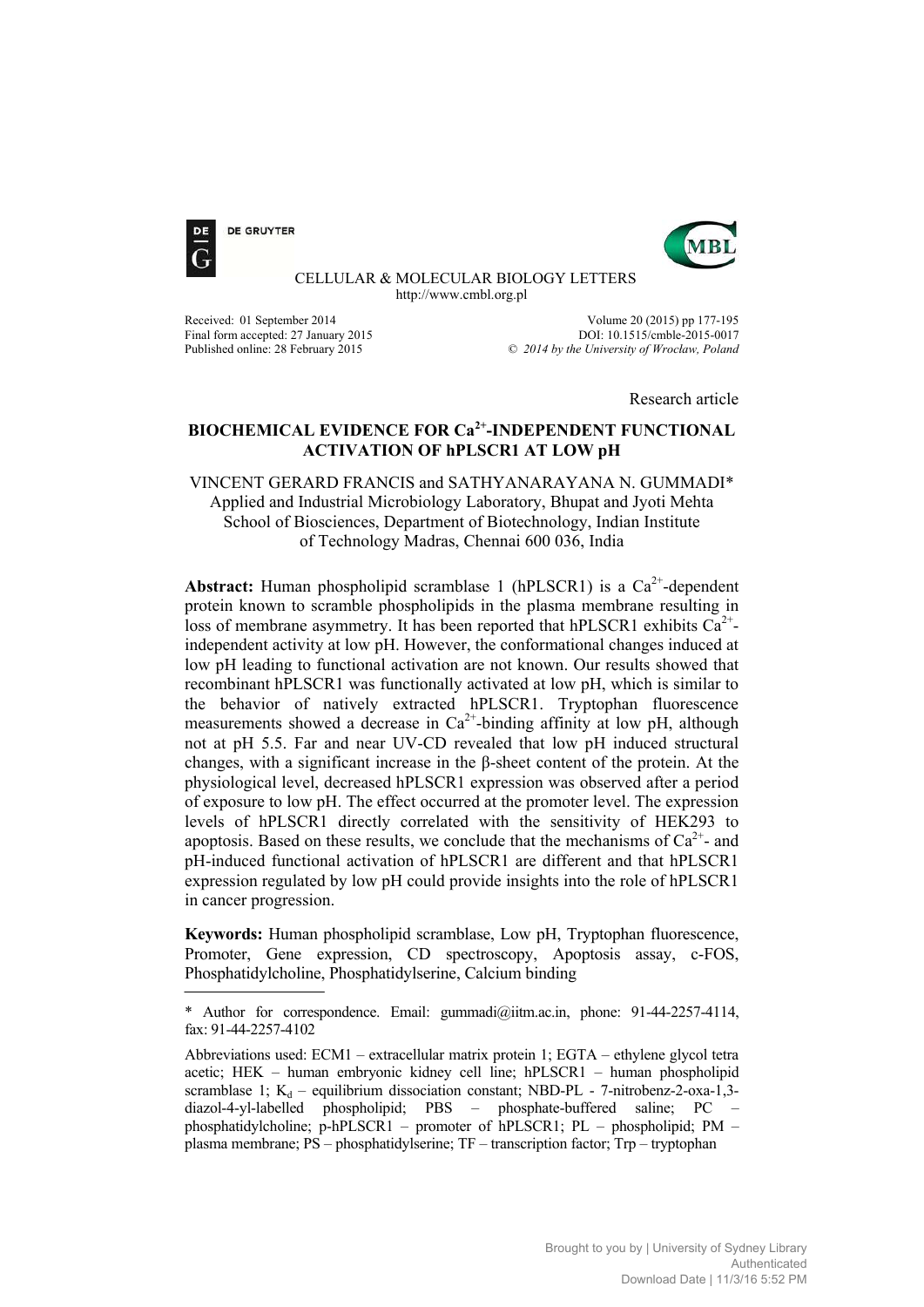CELLULAR & MOLECULAR BIOLOGY LETTERS
http://www.cmbl.org.pl

Received: 01 September 2014
Final form accepted: 27 January 2015
Published online: 28 February 2015

Volume 20 (2015) pp 177-195
DOI: 10.1515/cmble-2015-0017
© *2014 by the University of Wrocław, Poland*

Research article

# BIOCHEMICAL EVIDENCE FOR $Ca^{2+}$-INDEPENDENT FUNCTIONAL ACTIVATION OF hPLSCR1 AT LOW pH

VINCENT GERARD FRANCIS and SATHYANARAYANA N. GUMMADI*
Applied and Industrial Microbiology Laboratory, Bhupat and Jyoti Mehta School of Biosciences, Department of Biotechnology, Indian Institute of Technology Madras, Chennai 600 036, India

**Abstract:** Human phospholipid scramblase 1 (hPLSCR1) is a $Ca^{2+}$-dependent protein known to scramble phospholipids in the plasma membrane resulting in loss of membrane asymmetry. It has been reported that hPLSCR1 exhibits $Ca^{2+}$-independent activity at low pH. However, the conformational changes induced at low pH leading to functional activation are not known. Our results showed that recombinant hPLSCR1 was functionally activated at low pH, which is similar to the behavior of natively extracted hPLSCR1. Tryptophan fluorescence measurements showed a decrease in $Ca^{2+}$-binding affinity at low pH, although not at pH 5.5. Far and near UV-CD revealed that low pH induced structural changes, with a significant increase in the β-sheet content of the protein. At the physiological level, decreased hPLSCR1 expression was observed after a period of exposure to low pH. The effect occurred at the promoter level. The expression levels of hPLSCR1 directly correlated with the sensitivity of HEK293 to apoptosis. Based on these results, we conclude that the mechanisms of $Ca^{2+}$- and pH-induced functional activation of hPLSCR1 are different and that hPLSCR1 expression regulated by low pH could provide insights into the role of hPLSCR1 in cancer progression.

**Keywords:** Human phospholipid scramblase, Low pH, Tryptophan fluorescence, Promoter, Gene expression, CD spectroscopy, Apoptosis assay, c-FOS, Phosphatidylcholine, Phosphatidylserine, Calcium binding

---

\* Author for correspondence. Email: gummadi@iitm.ac.in, phone: 91-44-2257-4114, fax: 91-44-2257-4102

Abbreviations used: ECM1 – extracellular matrix protein 1; EGTA – ethylene glycol tetra acetic; HEK – human embryonic kidney cell line; hPLSCR1 – human phospholipid scramblase 1; $K_d$ – equilibrium dissociation constant; NBD-PL - 7-nitrobenz-2-oxa-1,3-diazol-4-yl-labelled phospholipid; PBS – phosphate-buffered saline; PC – phosphatidylcholine; p-hPLSCR1 – promoter of hPLSCR1; PL – phospholipid; PM – plasma membrane; PS – phosphatidylserine; TF – transcription factor; Trp – tryptophan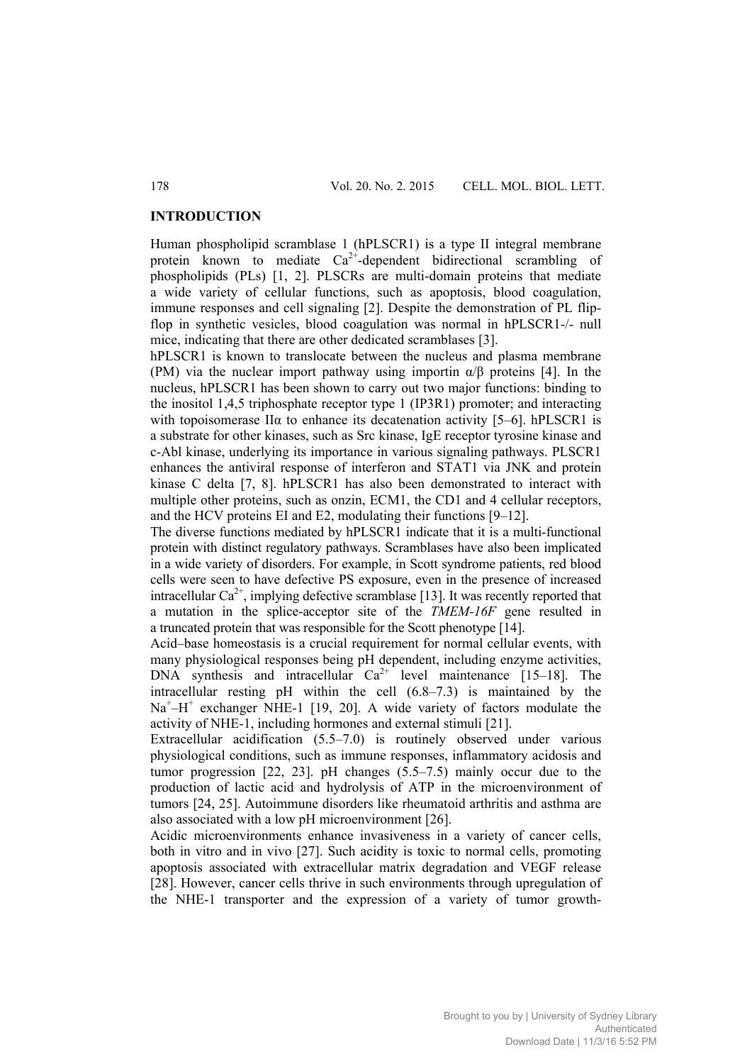## INTRODUCTION

Human phospholipid scramblase 1 (hPLSCR1) is a type II integral membrane protein known to mediate $Ca^{2+}$-dependent bidirectional scrambling of phospholipids (PLs) [1, 2]. PLSCRs are multi-domain proteins that mediate a wide variety of cellular functions, such as apoptosis, blood coagulation, immune responses and cell signaling [2]. Despite the demonstration of PL flip-flop in synthetic vesicles, blood coagulation was normal in hPLSCR1-/- null mice, indicating that there are other dedicated scramblases [3].

hPLSCR1 is known to translocate between the nucleus and plasma membrane (PM) via the nuclear import pathway using importin α/β proteins [4]. In the nucleus, hPLSCR1 has been shown to carry out two major functions: binding to the inositol 1,4,5 triphosphate receptor type 1 (IP3R1) promoter; and interacting with topoisomerase IIα to enhance its decatenation activity [5–6]. hPLSCR1 is a substrate for other kinases, such as Src kinase, IgE receptor tyrosine kinase and c-Abl kinase, underlying its importance in various signaling pathways. PLSCR1 enhances the antiviral response of interferon and STAT1 via JNK and protein kinase C delta [7, 8]. hPLSCR1 has also been demonstrated to interact with multiple other proteins, such as onzin, ECM1, the CD1 and 4 cellular receptors, and the HCV proteins EI and E2, modulating their functions [9–12].

The diverse functions mediated by hPLSCR1 indicate that it is a multi-functional protein with distinct regulatory pathways. Scramblases have also been implicated in a wide variety of disorders. For example, in Scott syndrome patients, red blood cells were seen to have defective PS exposure, even in the presence of increased intracellular $Ca^{2+}$, implying defective scramblase [13]. It was recently reported that a mutation in the splice-acceptor site of the *TMEM-16F* gene resulted in a truncated protein that was responsible for the Scott phenotype [14].

Acid–base homeostasis is a crucial requirement for normal cellular events, with many physiological responses being pH dependent, including enzyme activities, DNA synthesis and intracellular $Ca^{2+}$ level maintenance [15–18]. The intracellular resting pH within the cell (6.8–7.3) is maintained by the $Na^+$–$H^+$ exchanger NHE-1 [19, 20]. A wide variety of factors modulate the activity of NHE-1, including hormones and external stimuli [21].

Extracellular acidification (5.5–7.0) is routinely observed under various physiological conditions, such as immune responses, inflammatory acidosis and tumor progression [22, 23]. pH changes (5.5–7.5) mainly occur due to the production of lactic acid and hydrolysis of ATP in the microenvironment of tumors [24, 25]. Autoimmune disorders like rheumatoid arthritis and asthma are also associated with a low pH microenvironment [26].

Acidic microenvironments enhance invasiveness in a variety of cancer cells, both in vitro and in vivo [27]. Such acidity is toxic to normal cells, promoting apoptosis associated with extracellular matrix degradation and VEGF release [28]. However, cancer cells thrive in such environments through upregulation of the NHE-1 transporter and the expression of a variety of tumor growth-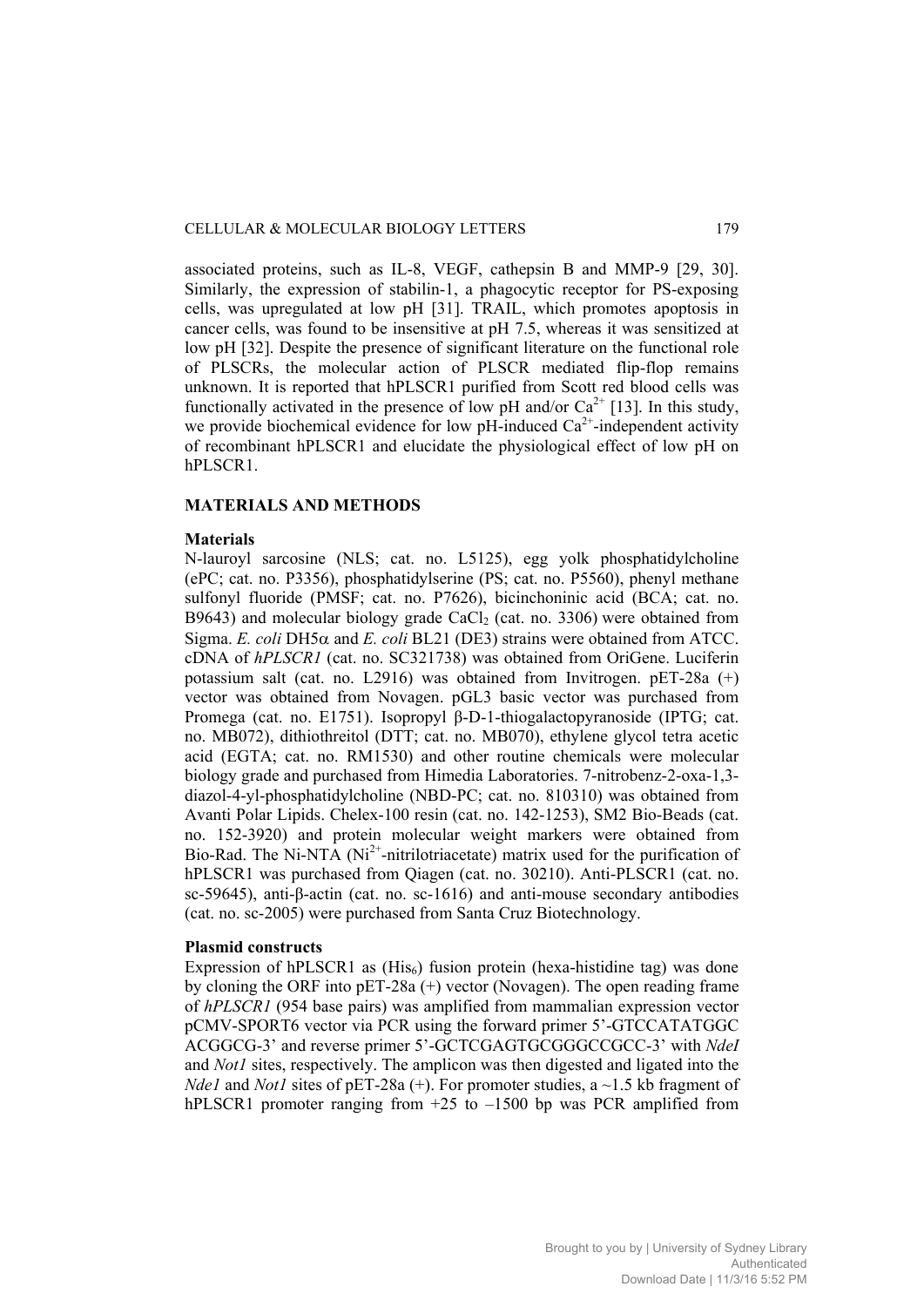associated proteins, such as IL-8, VEGF, cathepsin B and MMP-9 [29, 30]. Similarly, the expression of stabilin-1, a phagocytic receptor for PS-exposing cells, was upregulated at low pH [31]. TRAIL, which promotes apoptosis in cancer cells, was found to be insensitive at pH 7.5, whereas it was sensitized at low pH [32]. Despite the presence of significant literature on the functional role of PLSCRs, the molecular action of PLSCR mediated flip-flop remains unknown. It is reported that hPLSCR1 purified from Scott red blood cells was functionally activated in the presence of low pH and/or $Ca^{2+}$ [13]. In this study, we provide biochemical evidence for low pH-induced $Ca^{2+}$-independent activity of recombinant hPLSCR1 and elucidate the physiological effect of low pH on hPLSCR1.

## MATERIALS AND METHODS

### Materials

N-lauroyl sarcosine (NLS; cat. no. L5125), egg yolk phosphatidylcholine (ePC; cat. no. P3356), phosphatidylserine (PS; cat. no. P5560), phenyl methane sulfonyl fluoride (PMSF; cat. no. P7626), bicinchoninic acid (BCA; cat. no. B9643) and molecular biology grade $CaCl_2$ (cat. no. 3306) were obtained from Sigma. *E. coli* DH5α and *E. coli* BL21 (DE3) strains were obtained from ATCC. cDNA of *hPLSCR1* (cat. no. SC321738) was obtained from OriGene. Luciferin potassium salt (cat. no. L2916) was obtained from Invitrogen. pET-28a (+) vector was obtained from Novagen. pGL3 basic vector was purchased from Promega (cat. no. E1751). Isopropyl β-D-1-thiogalactopyranoside (IPTG; cat. no. MB072), dithiothreitol (DTT; cat. no. MB070), ethylene glycol tetra acetic acid (EGTA; cat. no. RM1530) and other routine chemicals were molecular biology grade and purchased from Himedia Laboratories. 7-nitrobenz-2-oxa-1,3-diazol-4-yl-phosphatidylcholine (NBD-PC; cat. no. 810310) was obtained from Avanti Polar Lipids. Chelex-100 resin (cat. no. 142-1253), SM2 Bio-Beads (cat. no. 152-3920) and protein molecular weight markers were obtained from Bio-Rad. The Ni-NTA ($Ni^{2+}$-nitrilotriacetate) matrix used for the purification of hPLSCR1 was purchased from Qiagen (cat. no. 30210). Anti-PLSCR1 (cat. no. sc-59645), anti-β-actin (cat. no. sc-1616) and anti-mouse secondary antibodies (cat. no. sc-2005) were purchased from Santa Cruz Biotechnology.

### Plasmid constructs

Expression of hPLSCR1 as ($His_6$) fusion protein (hexa-histidine tag) was done by cloning the ORF into pET-28a (+) vector (Novagen). The open reading frame of *hPLSCR1* (954 base pairs) was amplified from mammalian expression vector pCMV-SPORT6 vector via PCR using the forward primer 5'-GTCCATATGGC ACGGCG-3' and reverse primer 5'-GCTCGAGTGCGGGCCGCC-3' with *NdeI* and *Not1* sites, respectively. The amplicon was then digested and ligated into the *Nde1* and *Not1* sites of pET-28a (+). For promoter studies, a ~1.5 kb fragment of hPLSCR1 promoter ranging from +25 to –1500 bp was PCR amplified from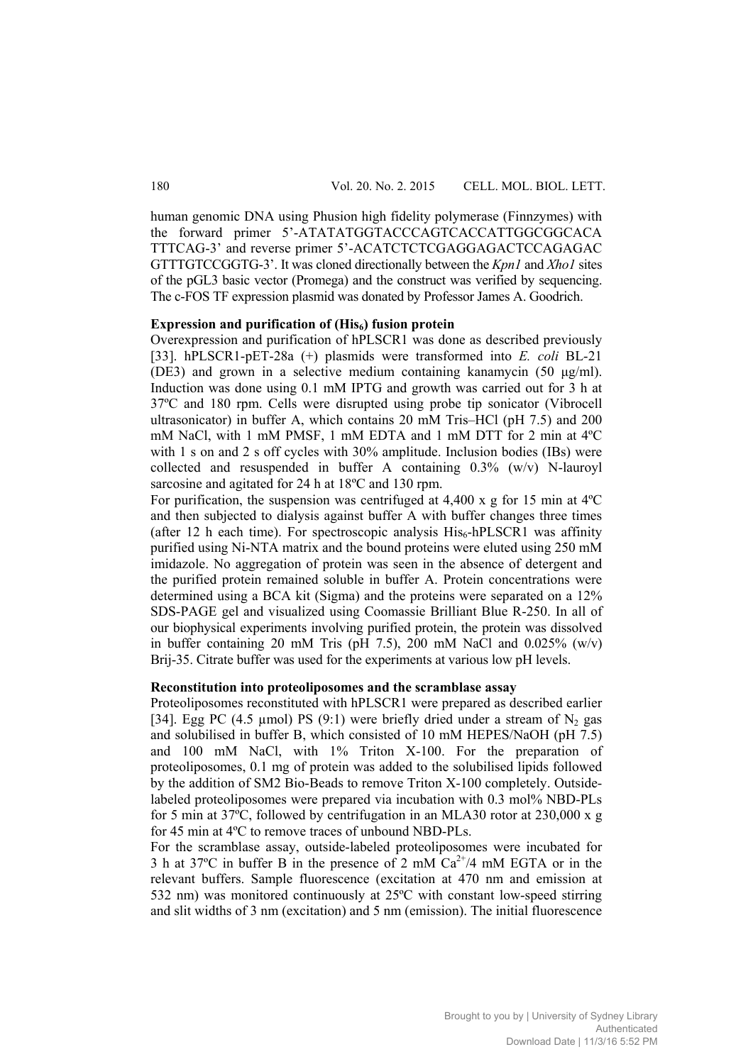human genomic DNA using Phusion high fidelity polymerase (Finnzymes) with the forward primer 5'-ATATATGGTACCCAGTCACCATTGGCGGCACA TTTCAG-3' and reverse primer 5'-ACATCTCTCGAGGAGACTCCAGAGAC GTTTGTCCGGTG-3'. It was cloned directionally between the *Kpn1* and *Xho1* sites of the pGL3 basic vector (Promega) and the construct was verified by sequencing. The c-FOS TF expression plasmid was donated by Professor James A. Goodrich.

**Expression and purification of ($His_6$) fusion protein**

Overexpression and purification of hPLSCR1 was done as described previously [33]. hPLSCR1-pET-28a (+) plasmids were transformed into *E. coli* BL-21 (DE3) and grown in a selective medium containing kanamycin (50 μg/ml). Induction was done using 0.1 mM IPTG and growth was carried out for 3 h at 37ºC and 180 rpm. Cells were disrupted using probe tip sonicator (Vibrocell ultrasonicator) in buffer A, which contains 20 mM Tris–HCl (pH 7.5) and 200 mM NaCl, with 1 mM PMSF, 1 mM EDTA and 1 mM DTT for 2 min at 4ºC with 1 s on and 2 s off cycles with 30% amplitude. Inclusion bodies (IBs) were collected and resuspended in buffer A containing 0.3% (w/v) N-lauroyl sarcosine and agitated for 24 h at 18ºC and 130 rpm.

For purification, the suspension was centrifuged at 4,400 x g for 15 min at 4ºC and then subjected to dialysis against buffer A with buffer changes three times (after 12 h each time). For spectroscopic analysis $His_6$-hPLSCR1 was affinity purified using Ni-NTA matrix and the bound proteins were eluted using 250 mM imidazole. No aggregation of protein was seen in the absence of detergent and the purified protein remained soluble in buffer A. Protein concentrations were determined using a BCA kit (Sigma) and the proteins were separated on a 12% SDS-PAGE gel and visualized using Coomassie Brilliant Blue R-250. In all of our biophysical experiments involving purified protein, the protein was dissolved in buffer containing 20 mM Tris (pH 7.5), 200 mM NaCl and 0.025% (w/v) Brij-35. Citrate buffer was used for the experiments at various low pH levels.

**Reconstitution into proteoliposomes and the scramblase assay**

Proteoliposomes reconstituted with hPLSCR1 were prepared as described earlier [34]. Egg PC (4.5 μmol) PS (9:1) were briefly dried under a stream of $N_2$ gas and solubilised in buffer B, which consisted of 10 mM HEPES/NaOH (pH 7.5) and 100 mM NaCl, with 1% Triton X-100. For the preparation of proteoliposomes, 0.1 mg of protein was added to the solubilised lipids followed by the addition of SM2 Bio-Beads to remove Triton X-100 completely. Outside-labeled proteoliposomes were prepared via incubation with 0.3 mol% NBD-PLs for 5 min at 37ºC, followed by centrifugation in an MLA30 rotor at 230,000 x g for 45 min at 4ºC to remove traces of unbound NBD-PLs.

For the scramblase assay, outside-labeled proteoliposomes were incubated for 3 h at 37ºC in buffer B in the presence of 2 mM $Ca^{2+}$/4 mM EGTA or in the relevant buffers. Sample fluorescence (excitation at 470 nm and emission at 532 nm) was monitored continuously at 25ºC with constant low-speed stirring and slit widths of 3 nm (excitation) and 5 nm (emission). The initial fluorescence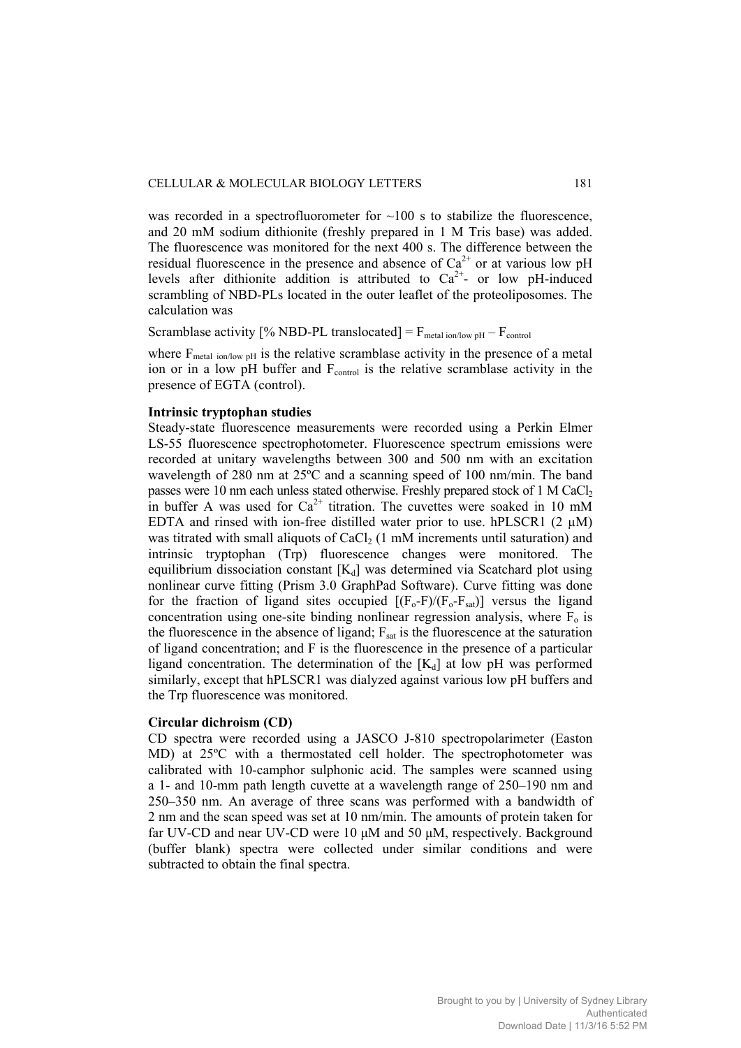was recorded in a spectrofluorometer for ~100 s to stabilize the fluorescence, and 20 mM sodium dithionite (freshly prepared in 1 M Tris base) was added. The fluorescence was monitored for the next 400 s. The difference between the residual fluorescence in the presence and absence of $Ca^{2+}$ or at various low pH levels after dithionite addition is attributed to $Ca^{2+}$- or low pH-induced scrambling of NBD-PLs located in the outer leaflet of the proteoliposomes. The calculation was

Scramblase activity [% NBD-PL translocated] = $F_{metal\ ion/low\ pH} - F_{control}$

where $F_{metal\ ion/low\ pH}$ is the relative scramblase activity in the presence of a metal ion or in a low pH buffer and $F_{control}$ is the relative scramblase activity in the presence of EGTA (control).

**Intrinsic tryptophan studies**

Steady-state fluorescence measurements were recorded using a Perkin Elmer LS-55 fluorescence spectrophotometer. Fluorescence spectrum emissions were recorded at unitary wavelengths between 300 and 500 nm with an excitation wavelength of 280 nm at 25ºC and a scanning speed of 100 nm/min. The band passes were 10 nm each unless stated otherwise. Freshly prepared stock of 1 M $CaCl_2$ in buffer A was used for $Ca^{2+}$ titration. The cuvettes were soaked in 10 mM EDTA and rinsed with ion-free distilled water prior to use. hPLSCR1 (2 μM) was titrated with small aliquots of $CaCl_2$ (1 mM increments until saturation) and intrinsic tryptophan (Trp) fluorescence changes were monitored. The equilibrium dissociation constant [$K_d$] was determined via Scatchard plot using nonlinear curve fitting (Prism 3.0 GraphPad Software). Curve fitting was done for the fraction of ligand sites occupied [$(F_o\text{-}F)/(F_o\text{-}F_{sat})$] versus the ligand concentration using one-site binding nonlinear regression analysis, where $F_o$ is the fluorescence in the absence of ligand; $F_{sat}$ is the fluorescence at the saturation of ligand concentration; and F is the fluorescence in the presence of a particular ligand concentration. The determination of the [$K_d$] at low pH was performed similarly, except that hPLSCR1 was dialyzed against various low pH buffers and the Trp fluorescence was monitored.

**Circular dichroism (CD)**

CD spectra were recorded using a JASCO J-810 spectropolarimeter (Easton MD) at 25ºC with a thermostated cell holder. The spectrophotometer was calibrated with 10-camphor sulphonic acid. The samples were scanned using a 1- and 10-mm path length cuvette at a wavelength range of 250–190 nm and 250–350 nm. An average of three scans was performed with a bandwidth of 2 nm and the scan speed was set at 10 nm/min. The amounts of protein taken for far UV-CD and near UV-CD were 10 μM and 50 μM, respectively. Background (buffer blank) spectra were collected under similar conditions and were subtracted to obtain the final spectra.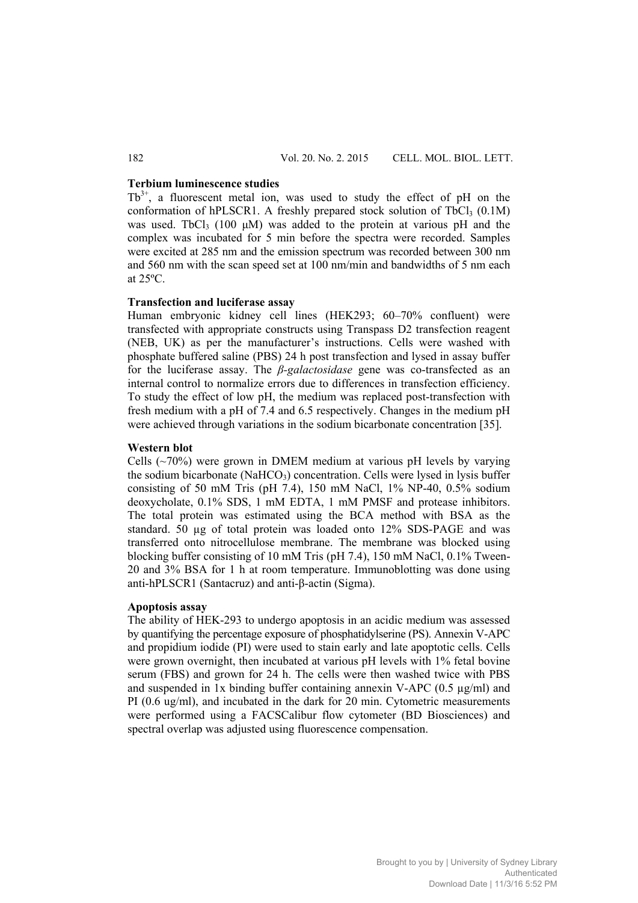**Terbium luminescence studies**

$Tb^{3+}$, a fluorescent metal ion, was used to study the effect of pH on the conformation of hPLSCR1. A freshly prepared stock solution of $TbCl_3$ (0.1M) was used. $TbCl_3$ (100 μM) was added to the protein at various pH and the complex was incubated for 5 min before the spectra were recorded. Samples were excited at 285 nm and the emission spectrum was recorded between 300 nm and 560 nm with the scan speed set at 100 nm/min and bandwidths of 5 nm each at 25ºC.

**Transfection and luciferase assay**

Human embryonic kidney cell lines (HEK293; 60–70% confluent) were transfected with appropriate constructs using Transpass D2 transfection reagent (NEB, UK) as per the manufacturer's instructions. Cells were washed with phosphate buffered saline (PBS) 24 h post transfection and lysed in assay buffer for the luciferase assay. The *β-galactosidase* gene was co-transfected as an internal control to normalize errors due to differences in transfection efficiency. To study the effect of low pH, the medium was replaced post-transfection with fresh medium with a pH of 7.4 and 6.5 respectively. Changes in the medium pH were achieved through variations in the sodium bicarbonate concentration [35].

**Western blot**

Cells (~70%) were grown in DMEM medium at various pH levels by varying the sodium bicarbonate ($NaHCO_3$) concentration. Cells were lysed in lysis buffer consisting of 50 mM Tris (pH 7.4), 150 mM NaCl, 1% NP-40, 0.5% sodium deoxycholate, 0.1% SDS, 1 mM EDTA, 1 mM PMSF and protease inhibitors. The total protein was estimated using the BCA method with BSA as the standard. 50 μg of total protein was loaded onto 12% SDS-PAGE and was transferred onto nitrocellulose membrane. The membrane was blocked using blocking buffer consisting of 10 mM Tris (pH 7.4), 150 mM NaCl, 0.1% Tween-20 and 3% BSA for 1 h at room temperature. Immunoblotting was done using anti-hPLSCR1 (Santacruz) and anti-β-actin (Sigma).

**Apoptosis assay**

The ability of HEK-293 to undergo apoptosis in an acidic medium was assessed by quantifying the percentage exposure of phosphatidylserine (PS). Annexin V-APC and propidium iodide (PI) were used to stain early and late apoptotic cells. Cells were grown overnight, then incubated at various pH levels with 1% fetal bovine serum (FBS) and grown for 24 h. The cells were then washed twice with PBS and suspended in 1x binding buffer containing annexin V-APC (0.5 μg/ml) and PI (0.6 ug/ml), and incubated in the dark for 20 min. Cytometric measurements were performed using a FACSCalibur flow cytometer (BD Biosciences) and spectral overlap was adjusted using fluorescence compensation.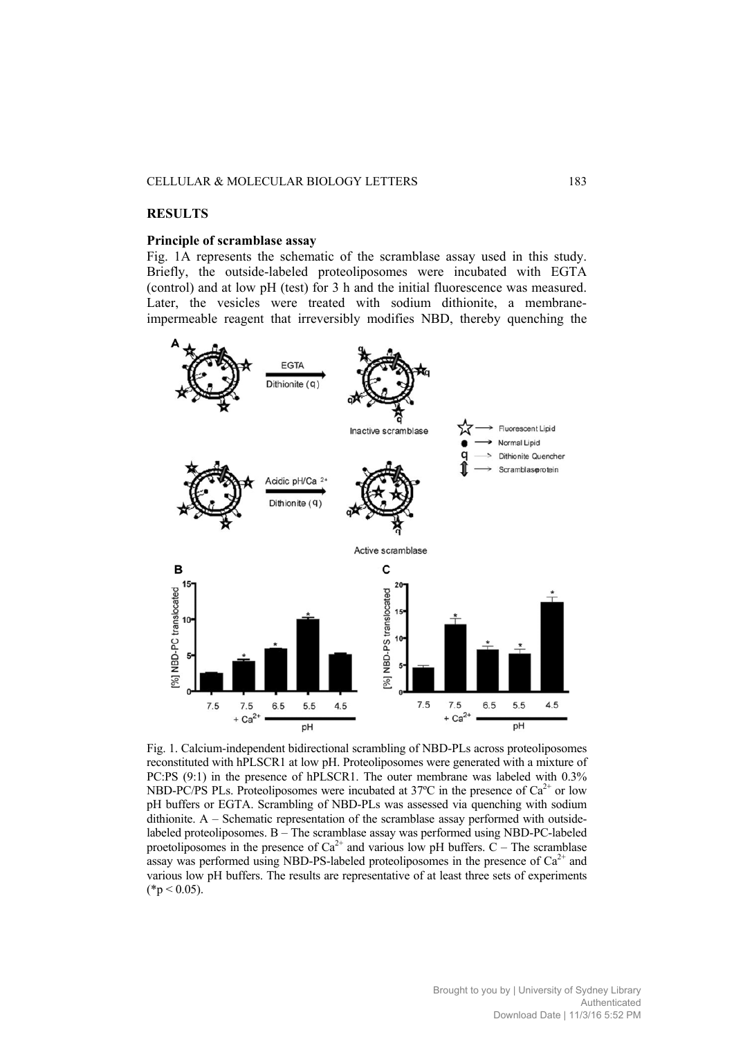## RESULTS

### Principle of scramblase assay

Fig. 1A represents the schematic of the scramblase assay used in this study. Briefly, the outside-labeled proteoliposomes were incubated with EGTA (control) and at low pH (test) for 3 h and the initial fluorescence was measured. Later, the vesicles were treated with sodium dithionite, a membrane-impermeable reagent that irreversibly modifies NBD, thereby quenching the

Fig. 1. Calcium-independent bidirectional scrambling of NBD-PLs across proteoliposomes reconstituted with hPLSCR1 at low pH. Proteoliposomes were generated with a mixture of PC:PS (9:1) in the presence of hPLSCR1. The outer membrane was labeled with 0.3% NBD-PC/PS PLs. Proteoliposomes were incubated at 37ºC in the presence of $Ca^{2+}$ or low pH buffers or EGTA. Scrambling of NBD-PLs was assessed via quenching with sodium dithionite. A – Schematic representation of the scramblase assay performed with outside-labeled proteoliposomes. B – The scramblase assay was performed using NBD-PC-labeled proetoliposomes in the presence of $Ca^{2+}$ and various low pH buffers. C – The scramblase assay was performed using NBD-PS-labeled proteoliposomes in the presence of $Ca^{2+}$ and various low pH buffers. The results are representative of at least three sets of experiments (*$p < 0.05$).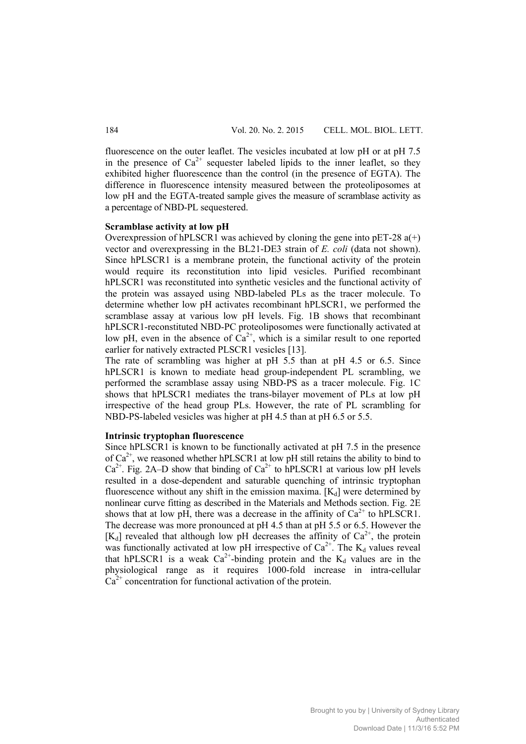fluorescence on the outer leaflet. The vesicles incubated at low pH or at pH 7.5 in the presence of $Ca^{2+}$ sequester labeled lipids to the inner leaflet, so they exhibited higher fluorescence than the control (in the presence of EGTA). The difference in fluorescence intensity measured between the proteoliposomes at low pH and the EGTA-treated sample gives the measure of scramblase activity as a percentage of NBD-PL sequestered.

**Scramblase activity at low pH**

Overexpression of hPLSCR1 was achieved by cloning the gene into pET-28 a(+) vector and overexpressing in the BL21-DE3 strain of *E. coli* (data not shown). Since hPLSCR1 is a membrane protein, the functional activity of the protein would require its reconstitution into lipid vesicles. Purified recombinant hPLSCR1 was reconstituted into synthetic vesicles and the functional activity of the protein was assayed using NBD-labeled PLs as the tracer molecule. To determine whether low pH activates recombinant hPLSCR1, we performed the scramblase assay at various low pH levels. Fig. 1B shows that recombinant hPLSCR1-reconstituted NBD-PC proteoliposomes were functionally activated at low pH, even in the absence of $Ca^{2+}$, which is a similar result to one reported earlier for natively extracted PLSCR1 vesicles [13].

The rate of scrambling was higher at pH 5.5 than at pH 4.5 or 6.5. Since hPLSCR1 is known to mediate head group-independent PL scrambling, we performed the scramblase assay using NBD-PS as a tracer molecule. Fig. 1C shows that hPLSCR1 mediates the trans-bilayer movement of PLs at low pH irrespective of the head group PLs. However, the rate of PL scrambling for NBD-PS-labeled vesicles was higher at pH 4.5 than at pH 6.5 or 5.5.

**Intrinsic tryptophan fluorescence**

Since hPLSCR1 is known to be functionally activated at pH 7.5 in the presence of $Ca^{2+}$, we reasoned whether hPLSCR1 at low pH still retains the ability to bind to $Ca^{2+}$. Fig. 2A–D show that binding of $Ca^{2+}$ to hPLSCR1 at various low pH levels resulted in a dose-dependent and saturable quenching of intrinsic tryptophan fluorescence without any shift in the emission maxima. $[K_d]$ were determined by nonlinear curve fitting as described in the Materials and Methods section. Fig. 2E shows that at low pH, there was a decrease in the affinity of $Ca^{2+}$ to hPLSCR1. The decrease was more pronounced at pH 4.5 than at pH 5.5 or 6.5. However the $[K_d]$ revealed that although low pH decreases the affinity of $Ca^{2+}$, the protein was functionally activated at low pH irrespective of $Ca^{2+}$. The $K_d$ values reveal that hPLSCR1 is a weak $Ca^{2+}$-binding protein and the $K_d$ values are in the physiological range as it requires 1000-fold increase in intra-cellular $Ca^{2+}$ concentration for functional activation of the protein.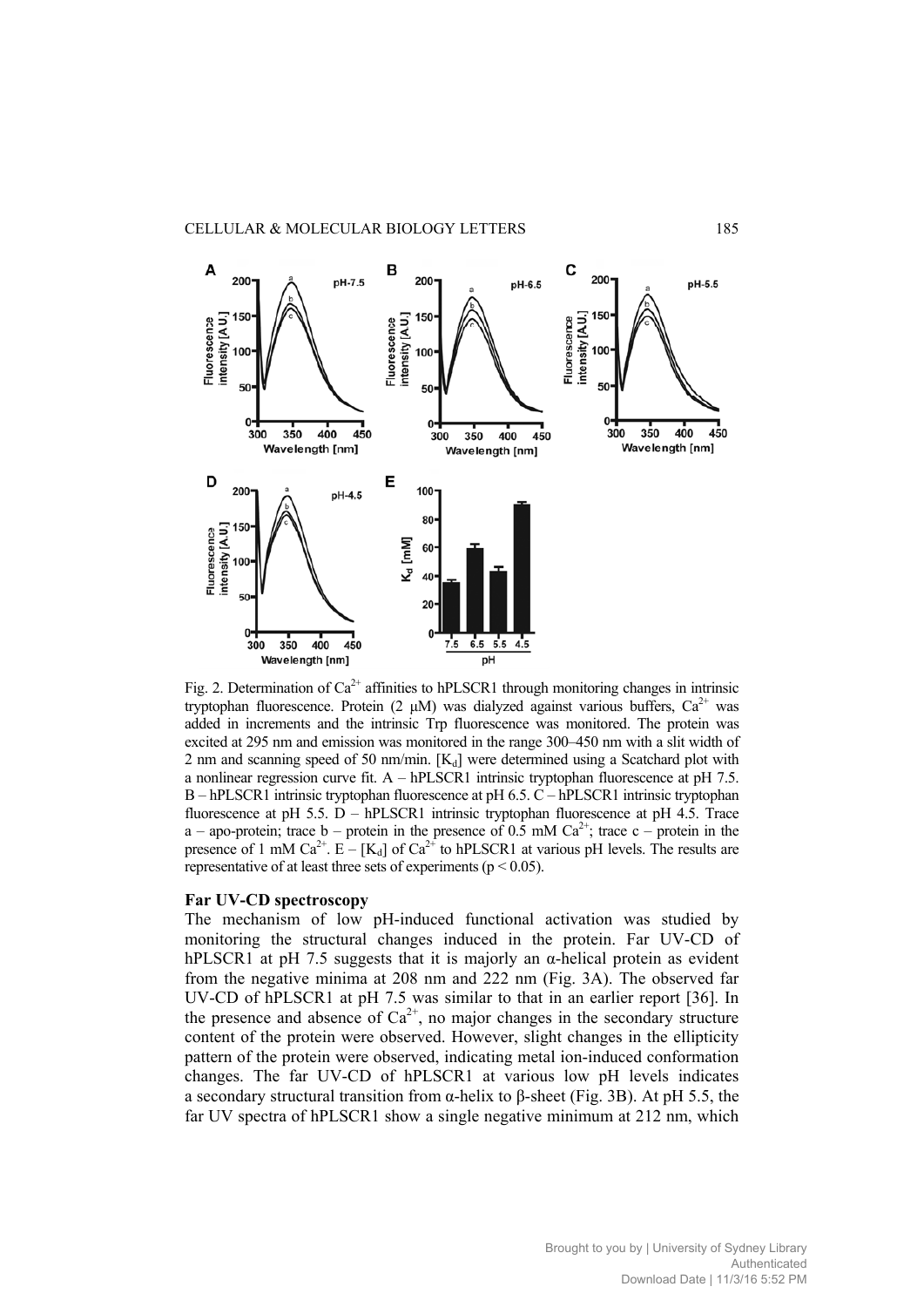Fig. 2. Determination of $Ca^{2+}$ affinities to hPLSCR1 through monitoring changes in intrinsic tryptophan fluorescence. Protein (2 μM) was dialyzed against various buffers, $Ca^{2+}$ was added in increments and the intrinsic Trp fluorescence was monitored. The protein was excited at 295 nm and emission was monitored in the range 300–450 nm with a slit width of 2 nm and scanning speed of 50 nm/min. [$K_d$] were determined using a Scatchard plot with a nonlinear regression curve fit. A – hPLSCR1 intrinsic tryptophan fluorescence at pH 7.5. B – hPLSCR1 intrinsic tryptophan fluorescence at pH 6.5. C – hPLSCR1 intrinsic tryptophan fluorescence at pH 5.5. D – hPLSCR1 intrinsic tryptophan fluorescence at pH 4.5. Trace a – apo-protein; trace b – protein in the presence of 0.5 mM $Ca^{2+}$; trace c – protein in the presence of 1 mM $Ca^{2+}$. E – [$K_d$] of $Ca^{2+}$ to hPLSCR1 at various pH levels. The results are representative of at least three sets of experiments ($p < 0.05$).

### Far UV-CD spectroscopy

The mechanism of low pH-induced functional activation was studied by monitoring the structural changes induced in the protein. Far UV-CD of hPLSCR1 at pH 7.5 suggests that it is majorly an α-helical protein as evident from the negative minima at 208 nm and 222 nm (Fig. 3A). The observed far UV-CD of hPLSCR1 at pH 7.5 was similar to that in an earlier report [36]. In the presence and absence of $Ca^{2+}$, no major changes in the secondary structure content of the protein were observed. However, slight changes in the ellipticity pattern of the protein were observed, indicating metal ion-induced conformation changes. The far UV-CD of hPLSCR1 at various low pH levels indicates a secondary structural transition from α-helix to β-sheet (Fig. 3B). At pH 5.5, the far UV spectra of hPLSCR1 show a single negative minimum at 212 nm, which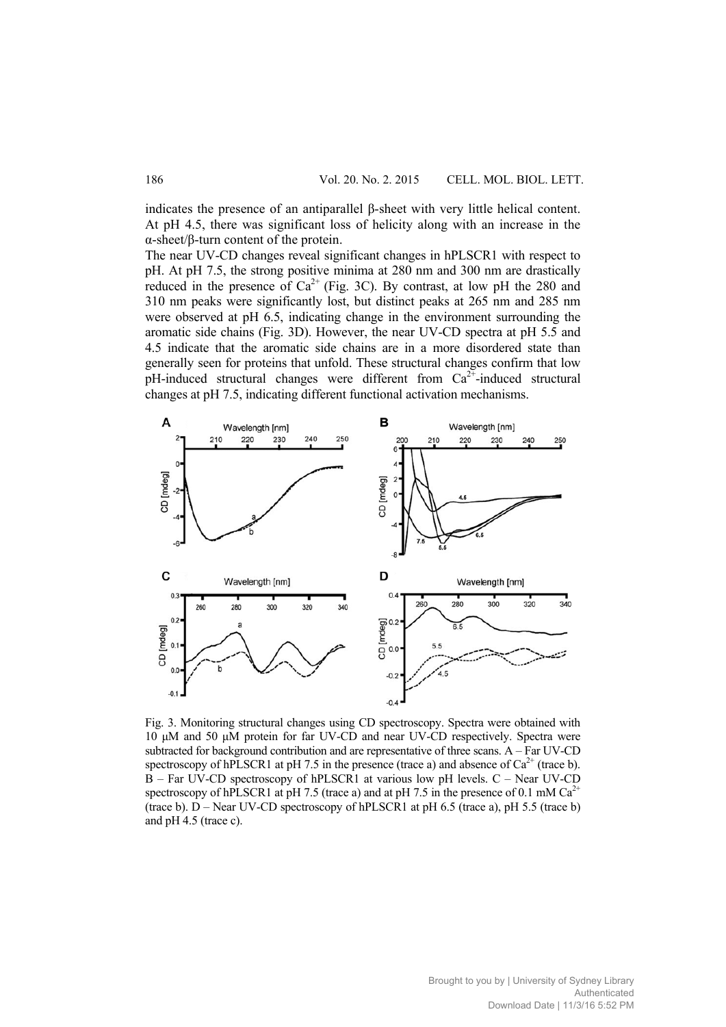indicates the presence of an antiparallel β-sheet with very little helical content. At pH 4.5, there was significant loss of helicity along with an increase in the α-sheet/β-turn content of the protein.

The near UV-CD changes reveal significant changes in hPLSCR1 with respect to pH. At pH 7.5, the strong positive minima at 280 nm and 300 nm are drastically reduced in the presence of $Ca^{2+}$ (Fig. 3C). By contrast, at low pH the 280 and 310 nm peaks were significantly lost, but distinct peaks at 265 nm and 285 nm were observed at pH 6.5, indicating change in the environment surrounding the aromatic side chains (Fig. 3D). However, the near UV-CD spectra at pH 5.5 and 4.5 indicate that the aromatic side chains are in a more disordered state than generally seen for proteins that unfold. These structural changes confirm that low pH-induced structural changes were different from $Ca^{2+}$-induced structural changes at pH 7.5, indicating different functional activation mechanisms.

Fig. 3. Monitoring structural changes using CD spectroscopy. Spectra were obtained with 10 μM and 50 μM protein for far UV-CD and near UV-CD respectively. Spectra were subtracted for background contribution and are representative of three scans. A – Far UV-CD spectroscopy of hPLSCR1 at pH 7.5 in the presence (trace a) and absence of $Ca^{2+}$ (trace b). B – Far UV-CD spectroscopy of hPLSCR1 at various low pH levels. C – Near UV-CD spectroscopy of hPLSCR1 at pH 7.5 (trace a) and at pH 7.5 in the presence of 0.1 mM $Ca^{2+}$ (trace b). D – Near UV-CD spectroscopy of hPLSCR1 at pH 6.5 (trace a), pH 5.5 (trace b) and pH 4.5 (trace c).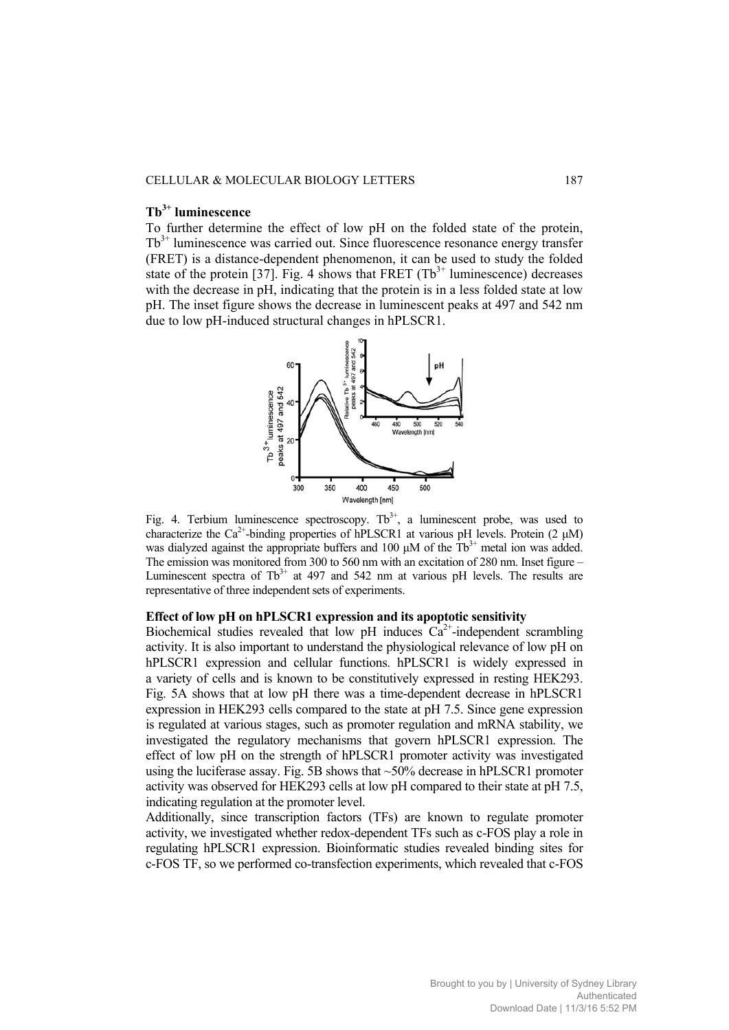### $Tb^{3+}$ luminescence

To further determine the effect of low pH on the folded state of the protein, $Tb^{3+}$ luminescence was carried out. Since fluorescence resonance energy transfer (FRET) is a distance-dependent phenomenon, it can be used to study the folded state of the protein [37]. Fig. 4 shows that FRET ($Tb^{3+}$ luminescence) decreases with the decrease in pH, indicating that the protein is in a less folded state at low pH. The inset figure shows the decrease in luminescent peaks at 497 and 542 nm due to low pH-induced structural changes in hPLSCR1.

Fig. 4. Terbium luminescence spectroscopy. $Tb^{3+}$, a luminescent probe, was used to characterize the $Ca^{2+}$-binding properties of hPLSCR1 at various pH levels. Protein (2 μM) was dialyzed against the appropriate buffers and 100 μM of the $Tb^{3+}$ metal ion was added. The emission was monitored from 300 to 560 nm with an excitation of 280 nm. Inset figure – Luminescent spectra of $Tb^{3+}$ at 497 and 542 nm at various pH levels. The results are representative of three independent sets of experiments.

### Effect of low pH on hPLSCR1 expression and its apoptotic sensitivity

Biochemical studies revealed that low pH induces $Ca^{2+}$-independent scrambling activity. It is also important to understand the physiological relevance of low pH on hPLSCR1 expression and cellular functions. hPLSCR1 is widely expressed in a variety of cells and is known to be constitutively expressed in resting HEK293. Fig. 5A shows that at low pH there was a time-dependent decrease in hPLSCR1 expression in HEK293 cells compared to the state at pH 7.5. Since gene expression is regulated at various stages, such as promoter regulation and mRNA stability, we investigated the regulatory mechanisms that govern hPLSCR1 expression. The effect of low pH on the strength of hPLSCR1 promoter activity was investigated using the luciferase assay. Fig. 5B shows that ~50% decrease in hPLSCR1 promoter activity was observed for HEK293 cells at low pH compared to their state at pH 7.5, indicating regulation at the promoter level.

Additionally, since transcription factors (TFs) are known to regulate promoter activity, we investigated whether redox-dependent TFs such as c-FOS play a role in regulating hPLSCR1 expression. Bioinformatic studies revealed binding sites for c-FOS TF, so we performed co-transfection experiments, which revealed that c-FOS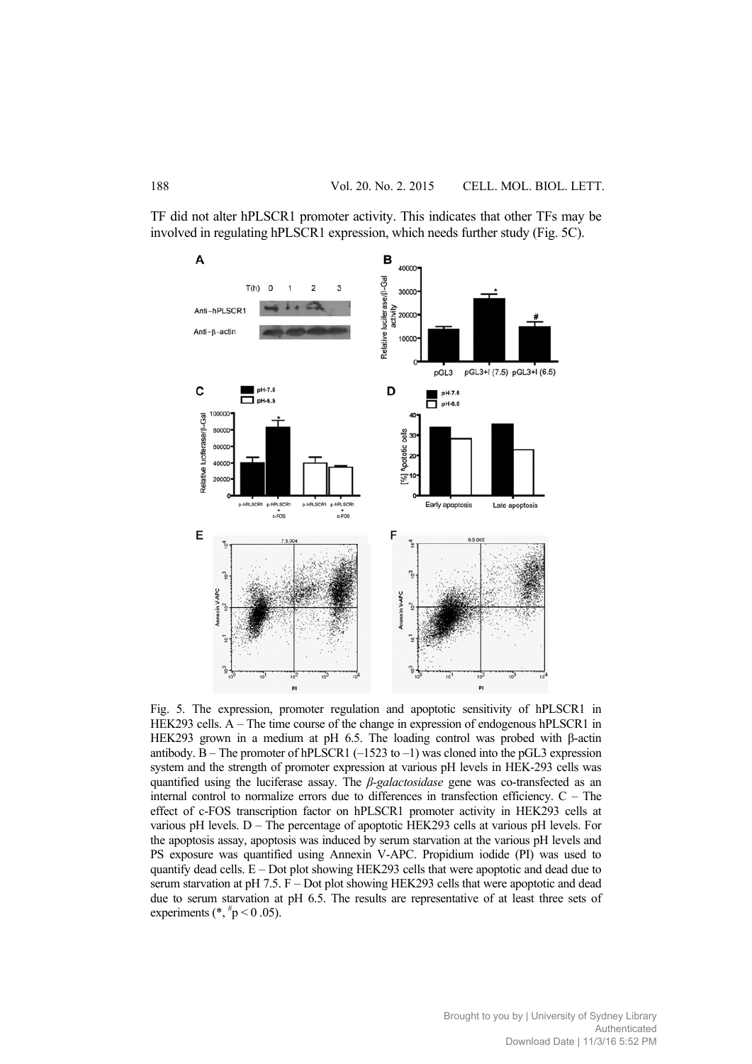TF did not alter hPLSCR1 promoter activity. This indicates that other TFs may be involved in regulating hPLSCR1 expression, which needs further study (Fig. 5C).

Fig. 5. The expression, promoter regulation and apoptotic sensitivity of hPLSCR1 in HEK293 cells. A – The time course of the change in expression of endogenous hPLSCR1 in HEK293 grown in a medium at pH 6.5. The loading control was probed with β-actin antibody. B – The promoter of hPLSCR1 (–1523 to –1) was cloned into the pGL3 expression system and the strength of promoter expression at various pH levels in HEK-293 cells was quantified using the luciferase assay. The *β-galactosidase* gene was co-transfected as an internal control to normalize errors due to differences in transfection efficiency. C – The effect of c-FOS transcription factor on hPLSCR1 promoter activity in HEK293 cells at various pH levels. D – The percentage of apoptotic HEK293 cells at various pH levels. For the apoptosis assay, apoptosis was induced by serum starvation at the various pH levels and PS exposure was quantified using Annexin V-APC. Propidium iodide (PI) was used to quantify dead cells. E – Dot plot showing HEK293 cells that were apoptotic and dead due to serum starvation at pH 7.5. F – Dot plot showing HEK293 cells that were apoptotic and dead due to serum starvation at pH 6.5. The results are representative of at least three sets of experiments (*, #p < 0 .05).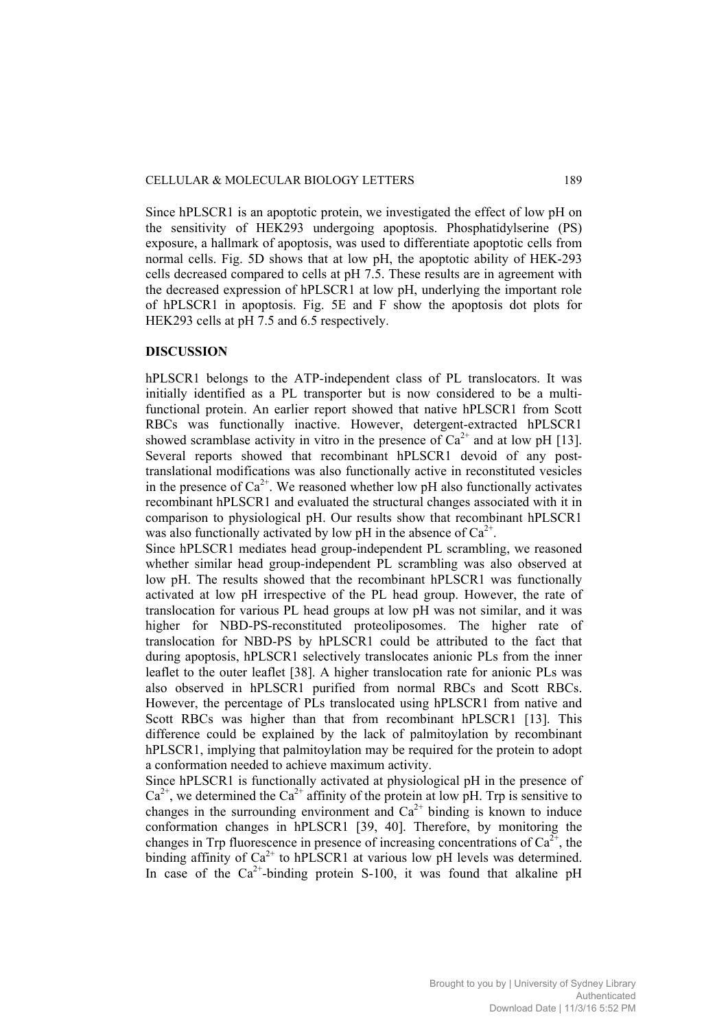Since hPLSCR1 is an apoptotic protein, we investigated the effect of low pH on the sensitivity of HEK293 undergoing apoptosis. Phosphatidylserine (PS) exposure, a hallmark of apoptosis, was used to differentiate apoptotic cells from normal cells. Fig. 5D shows that at low pH, the apoptotic ability of HEK-293 cells decreased compared to cells at pH 7.5. These results are in agreement with the decreased expression of hPLSCR1 at low pH, underlying the important role of hPLSCR1 in apoptosis. Fig. 5E and F show the apoptosis dot plots for HEK293 cells at pH 7.5 and 6.5 respectively.

## DISCUSSION

hPLSCR1 belongs to the ATP-independent class of PL translocators. It was initially identified as a PL transporter but is now considered to be a multi-functional protein. An earlier report showed that native hPLSCR1 from Scott RBCs was functionally inactive. However, detergent-extracted hPLSCR1 showed scramblase activity in vitro in the presence of $Ca^{2+}$ and at low pH [13]. Several reports showed that recombinant hPLSCR1 devoid of any post-translational modifications was also functionally active in reconstituted vesicles in the presence of $Ca^{2+}$. We reasoned whether low pH also functionally activates recombinant hPLSCR1 and evaluated the structural changes associated with it in comparison to physiological pH. Our results show that recombinant hPLSCR1 was also functionally activated by low pH in the absence of $Ca^{2+}$.

Since hPLSCR1 mediates head group-independent PL scrambling, we reasoned whether similar head group-independent PL scrambling was also observed at low pH. The results showed that the recombinant hPLSCR1 was functionally activated at low pH irrespective of the PL head group. However, the rate of translocation for various PL head groups at low pH was not similar, and it was higher for NBD-PS-reconstituted proteoliposomes. The higher rate of translocation for NBD-PS by hPLSCR1 could be attributed to the fact that during apoptosis, hPLSCR1 selectively translocates anionic PLs from the inner leaflet to the outer leaflet [38]. A higher translocation rate for anionic PLs was also observed in hPLSCR1 purified from normal RBCs and Scott RBCs. However, the percentage of PLs translocated using hPLSCR1 from native and Scott RBCs was higher than that from recombinant hPLSCR1 [13]. This difference could be explained by the lack of palmitoylation by recombinant hPLSCR1, implying that palmitoylation may be required for the protein to adopt a conformation needed to achieve maximum activity.

Since hPLSCR1 is functionally activated at physiological pH in the presence of $Ca^{2+}$, we determined the $Ca^{2+}$ affinity of the protein at low pH. Trp is sensitive to changes in the surrounding environment and $Ca^{2+}$ binding is known to induce conformation changes in hPLSCR1 [39, 40]. Therefore, by monitoring the changes in Trp fluorescence in presence of increasing concentrations of $Ca^{2+}$, the binding affinity of $Ca^{2+}$ to hPLSCR1 at various low pH levels was determined. In case of the $Ca^{2+}$-binding protein S-100, it was found that alkaline pH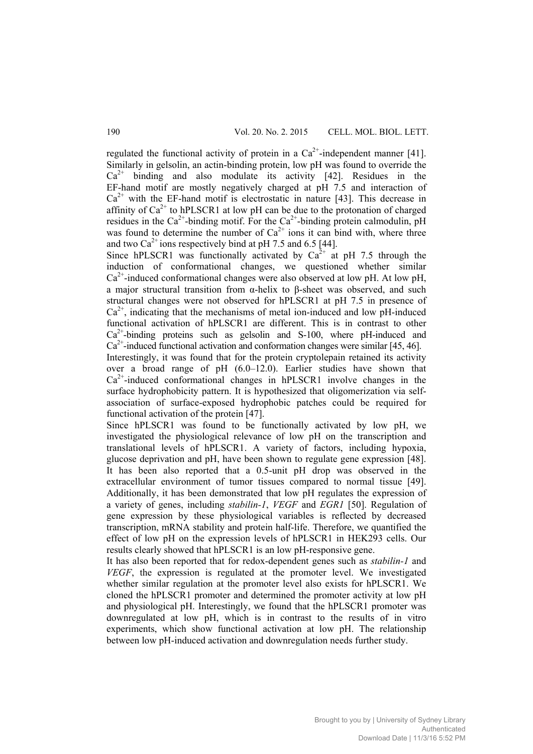regulated the functional activity of protein in a $Ca^{2+}$-independent manner [41]. Similarly in gelsolin, an actin-binding protein, low pH was found to override the $Ca^{2+}$ binding and also modulate its activity [42]. Residues in the EF-hand motif are mostly negatively charged at pH 7.5 and interaction of $Ca^{2+}$ with the EF-hand motif is electrostatic in nature [43]. This decrease in affinity of $Ca^{2+}$ to hPLSCR1 at low pH can be due to the protonation of charged residues in the $Ca^{2+}$-binding motif. For the $Ca^{2+}$-binding protein calmodulin, pH was found to determine the number of $Ca^{2+}$ ions it can bind with, where three and two $Ca^{2+}$ ions respectively bind at pH 7.5 and 6.5 [44].

Since hPLSCR1 was functionally activated by $Ca^{2+}$ at pH 7.5 through the induction of conformational changes, we questioned whether similar $Ca^{2+}$-induced conformational changes were also observed at low pH. At low pH, a major structural transition from α-helix to β-sheet was observed, and such structural changes were not observed for hPLSCR1 at pH 7.5 in presence of $Ca^{2+}$, indicating that the mechanisms of metal ion-induced and low pH-induced functional activation of hPLSCR1 are different. This is in contrast to other $Ca^{2+}$-binding proteins such as gelsolin and S-100, where pH-induced and $Ca^{2+}$-induced functional activation and conformation changes were similar [45, 46].

Interestingly, it was found that for the protein cryptolepain retained its activity over a broad range of pH (6.0–12.0). Earlier studies have shown that $Ca^{2+}$-induced conformational changes in hPLSCR1 involve changes in the surface hydrophobicity pattern. It is hypothesized that oligomerization via self-association of surface-exposed hydrophobic patches could be required for functional activation of the protein [47].

Since hPLSCR1 was found to be functionally activated by low pH, we investigated the physiological relevance of low pH on the transcription and translational levels of hPLSCR1. A variety of factors, including hypoxia, glucose deprivation and pH, have been shown to regulate gene expression [48]. It has been also reported that a 0.5-unit pH drop was observed in the extracellular environment of tumor tissues compared to normal tissue [49]. Additionally, it has been demonstrated that low pH regulates the expression of a variety of genes, including *stabilin-1*, *VEGF* and *EGR1* [50]. Regulation of gene expression by these physiological variables is reflected by decreased transcription, mRNA stability and protein half-life. Therefore, we quantified the effect of low pH on the expression levels of hPLSCR1 in HEK293 cells. Our results clearly showed that hPLSCR1 is an low pH-responsive gene.

It has also been reported that for redox-dependent genes such as *stabilin-1* and *VEGF*, the expression is regulated at the promoter level. We investigated whether similar regulation at the promoter level also exists for hPLSCR1. We cloned the hPLSCR1 promoter and determined the promoter activity at low pH and physiological pH. Interestingly, we found that the hPLSCR1 promoter was downregulated at low pH, which is in contrast to the results of in vitro experiments, which show functional activation at low pH. The relationship between low pH-induced activation and downregulation needs further study.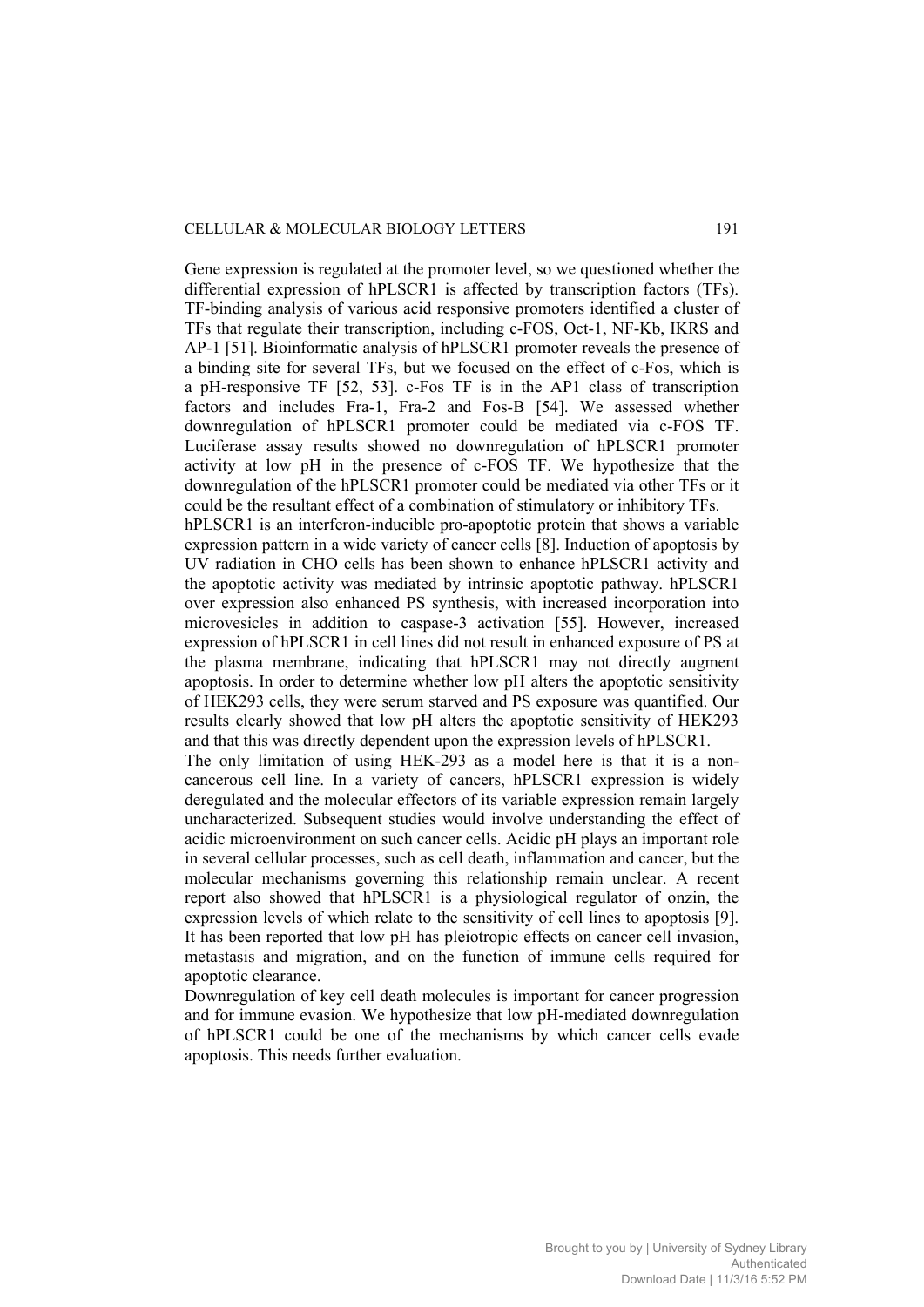Gene expression is regulated at the promoter level, so we questioned whether the differential expression of hPLSCR1 is affected by transcription factors (TFs). TF-binding analysis of various acid responsive promoters identified a cluster of TFs that regulate their transcription, including c-FOS, Oct-1, NF-Kb, IKRS and AP-1 [51]. Bioinformatic analysis of hPLSCR1 promoter reveals the presence of a binding site for several TFs, but we focused on the effect of c-Fos, which is a pH-responsive TF [52, 53]. c-Fos TF is in the AP1 class of transcription factors and includes Fra-1, Fra-2 and Fos-B [54]. We assessed whether downregulation of hPLSCR1 promoter could be mediated via c-FOS TF. Luciferase assay results showed no downregulation of hPLSCR1 promoter activity at low pH in the presence of c-FOS TF. We hypothesize that the downregulation of the hPLSCR1 promoter could be mediated via other TFs or it could be the resultant effect of a combination of stimulatory or inhibitory TFs.

hPLSCR1 is an interferon-inducible pro-apoptotic protein that shows a variable expression pattern in a wide variety of cancer cells [8]. Induction of apoptosis by UV radiation in CHO cells has been shown to enhance hPLSCR1 activity and the apoptotic activity was mediated by intrinsic apoptotic pathway. hPLSCR1 over expression also enhanced PS synthesis, with increased incorporation into microvesicles in addition to caspase-3 activation [55]. However, increased expression of hPLSCR1 in cell lines did not result in enhanced exposure of PS at the plasma membrane, indicating that hPLSCR1 may not directly augment apoptosis. In order to determine whether low pH alters the apoptotic sensitivity of HEK293 cells, they were serum starved and PS exposure was quantified. Our results clearly showed that low pH alters the apoptotic sensitivity of HEK293 and that this was directly dependent upon the expression levels of hPLSCR1.

The only limitation of using HEK-293 as a model here is that it is a non-cancerous cell line. In a variety of cancers, hPLSCR1 expression is widely deregulated and the molecular effectors of its variable expression remain largely uncharacterized. Subsequent studies would involve understanding the effect of acidic microenvironment on such cancer cells. Acidic pH plays an important role in several cellular processes, such as cell death, inflammation and cancer, but the molecular mechanisms governing this relationship remain unclear. A recent report also showed that hPLSCR1 is a physiological regulator of onzin, the expression levels of which relate to the sensitivity of cell lines to apoptosis [9]. It has been reported that low pH has pleiotropic effects on cancer cell invasion, metastasis and migration, and on the function of immune cells required for apoptotic clearance.

Downregulation of key cell death molecules is important for cancer progression and for immune evasion. We hypothesize that low pH-mediated downregulation of hPLSCR1 could be one of the mechanisms by which cancer cells evade apoptosis. This needs further evaluation.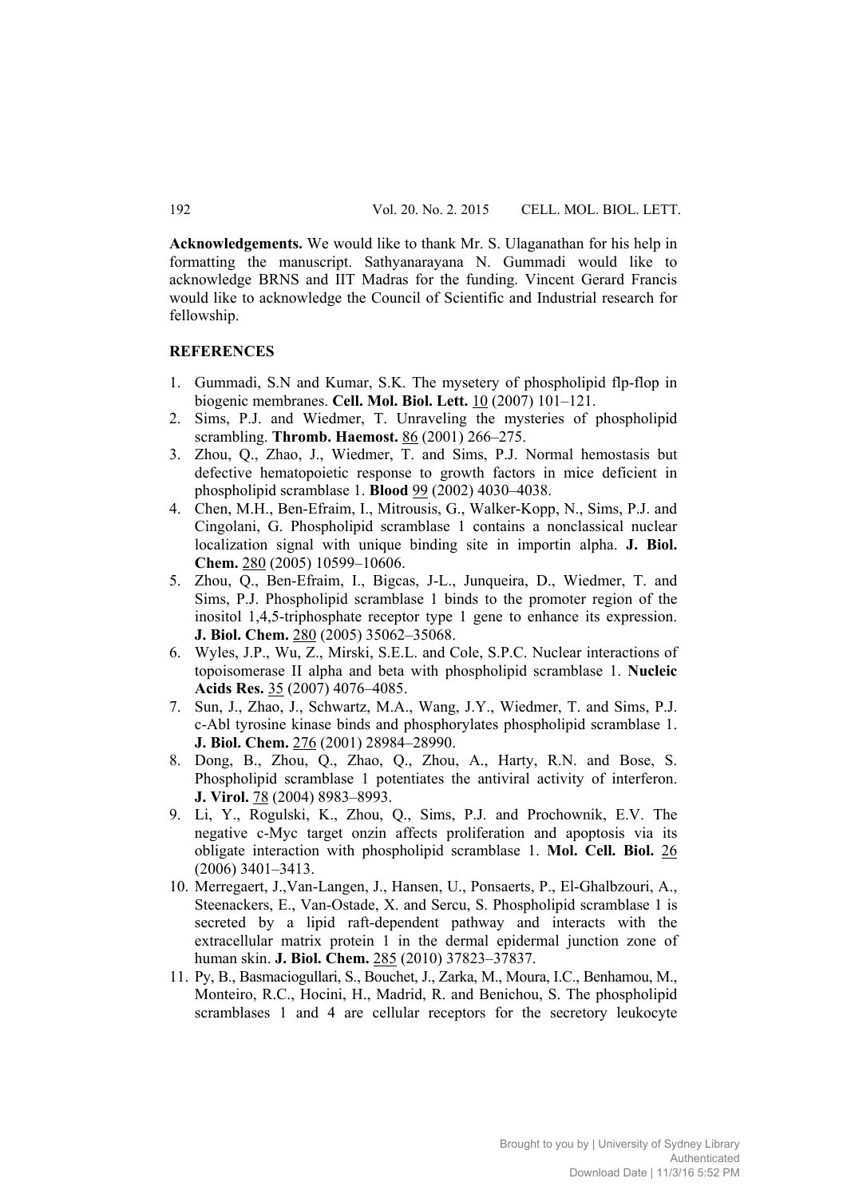**Acknowledgements.** We would like to thank Mr. S. Ulaganathan for his help in formatting the manuscript. Sathyanarayana N. Gummadi would like to acknowledge BRNS and IIT Madras for the funding. Vincent Gerard Francis would like to acknowledge the Council of Scientific and Industrial research for fellowship.

**REFERENCES**

1. Gummadi, S.N and Kumar, S.K. The mysetery of phospholipid flp-flop in biogenic membranes. **Cell. Mol. Biol. Lett.** 10 (2007) 101–121.
2. Sims, P.J. and Wiedmer, T. Unraveling the mysteries of phospholipid scrambling. **Thromb. Haemost.** 86 (2001) 266–275.
3. Zhou, Q., Zhao, J., Wiedmer, T. and Sims, P.J. Normal hemostasis but defective hematopoietic response to growth factors in mice deficient in phospholipid scramblase 1. **Blood** 99 (2002) 4030–4038.
4. Chen, M.H., Ben-Efraim, I., Mitrousis, G., Walker-Kopp, N., Sims, P.J. and Cingolani, G. Phospholipid scramblase 1 contains a nonclassical nuclear localization signal with unique binding site in importin alpha. **J. Biol. Chem.** 280 (2005) 10599–10606.
5. Zhou, Q., Ben-Efraim, I., Bigcas, J-L., Junqueira, D., Wiedmer, T. and Sims, P.J. Phospholipid scramblase 1 binds to the promoter region of the inositol 1,4,5-triphosphate receptor type 1 gene to enhance its expression. **J. Biol. Chem.** 280 (2005) 35062–35068.
6. Wyles, J.P., Wu, Z., Mirski, S.E.L. and Cole, S.P.C. Nuclear interactions of topoisomerase II alpha and beta with phospholipid scramblase 1. **Nucleic Acids Res.** 35 (2007) 4076–4085.
7. Sun, J., Zhao, J., Schwartz, M.A., Wang, J.Y., Wiedmer, T. and Sims, P.J. c-Abl tyrosine kinase binds and phosphorylates phospholipid scramblase 1. **J. Biol. Chem.** 276 (2001) 28984–28990.
8. Dong, B., Zhou, Q., Zhao, Q., Zhou, A., Harty, R.N. and Bose, S. Phospholipid scramblase 1 potentiates the antiviral activity of interferon. **J. Virol.** 78 (2004) 8983–8993.
9. Li, Y., Rogulski, K., Zhou, Q., Sims, P.J. and Prochownik, E.V. The negative c-Myc target onzin affects proliferation and apoptosis via its obligate interaction with phospholipid scramblase 1. **Mol. Cell. Biol.** 26 (2006) 3401–3413.
10. Merregaert, J.,Van-Langen, J., Hansen, U., Ponsaerts, P., El-Ghalbzouri, A., Steenackers, E., Van-Ostade, X. and Sercu, S. Phospholipid scramblase 1 is secreted by a lipid raft-dependent pathway and interacts with the extracellular matrix protein 1 in the dermal epidermal junction zone of human skin. **J. Biol. Chem.** 285 (2010) 37823–37837.
11. Py, B., Basmaciogullari, S., Bouchet, J., Zarka, M., Moura, I.C., Benhamou, M., Monteiro, R.C., Hocini, H., Madrid, R. and Benichou, S. The phospholipid scramblases 1 and 4 are cellular receptors for the secretory leukocyte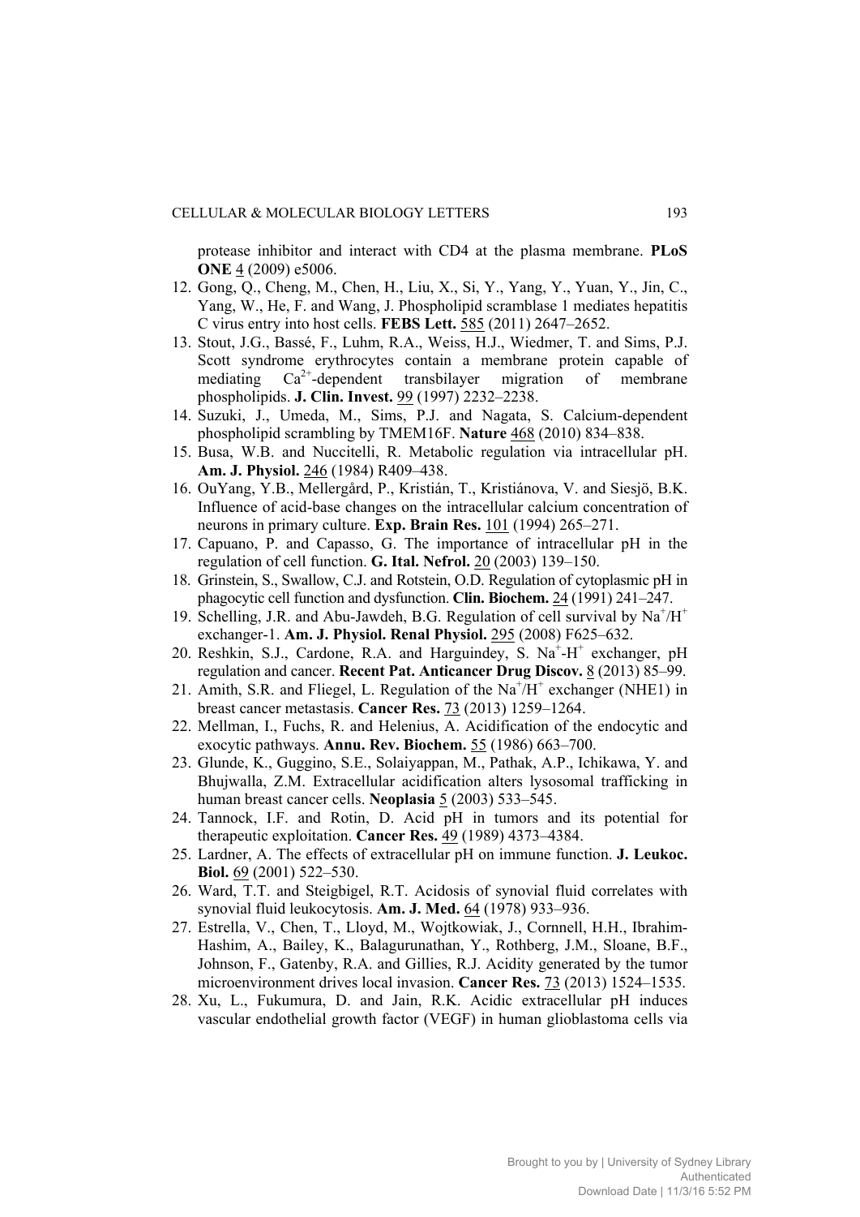protease inhibitor and interact with CD4 at the plasma membrane. **PLoS ONE** 4 (2009) e5006.

12. Gong, Q., Cheng, M., Chen, H., Liu, X., Si, Y., Yang, Y., Yuan, Y., Jin, C., Yang, W., He, F. and Wang, J. Phospholipid scramblase 1 mediates hepatitis C virus entry into host cells. **FEBS Lett.** 585 (2011) 2647–2652.
13. Stout, J.G., Bassé, F., Luhm, R.A., Weiss, H.J., Wiedmer, T. and Sims, P.J. Scott syndrome erythrocytes contain a membrane protein capable of mediating $Ca^{2+}$-dependent transbilayer migration of membrane phospholipids. **J. Clin. Invest.** 99 (1997) 2232–2238.
14. Suzuki, J., Umeda, M., Sims, P.J. and Nagata, S. Calcium-dependent phospholipid scrambling by TMEM16F. **Nature** 468 (2010) 834–838.
15. Busa, W.B. and Nuccitelli, R. Metabolic regulation via intracellular pH. **Am. J. Physiol.** 246 (1984) R409–438.
16. OuYang, Y.B., Mellergård, P., Kristián, T., Kristiánova, V. and Siesjö, B.K. Influence of acid-base changes on the intracellular calcium concentration of neurons in primary culture. **Exp. Brain Res.** 101 (1994) 265–271.
17. Capuano, P. and Capasso, G. The importance of intracellular pH in the regulation of cell function. **G. Ital. Nefrol.** 20 (2003) 139–150.
18. Grinstein, S., Swallow, C.J. and Rotstein, O.D. Regulation of cytoplasmic pH in phagocytic cell function and dysfunction. **Clin. Biochem.** 24 (1991) 241–247.
19. Schelling, J.R. and Abu-Jawdeh, B.G. Regulation of cell survival by $Na^+/H^+$ exchanger-1. **Am. J. Physiol. Renal Physiol.** 295 (2008) F625–632.
20. Reshkin, S.J., Cardone, R.A. and Harguindey, S. $Na^+$-$H^+$ exchanger, pH regulation and cancer. **Recent Pat. Anticancer Drug Discov.** 8 (2013) 85–99.
21. Amith, S.R. and Fliegel, L. Regulation of the $Na^+/H^+$ exchanger (NHE1) in breast cancer metastasis. **Cancer Res.** 73 (2013) 1259–1264.
22. Mellman, I., Fuchs, R. and Helenius, A. Acidification of the endocytic and exocytic pathways. **Annu. Rev. Biochem.** 55 (1986) 663–700.
23. Glunde, K., Guggino, S.E., Solaiyappan, M., Pathak, A.P., Ichikawa, Y. and Bhujwalla, Z.M. Extracellular acidification alters lysosomal trafficking in human breast cancer cells. **Neoplasia** 5 (2003) 533–545.
24. Tannock, I.F. and Rotin, D. Acid pH in tumors and its potential for therapeutic exploitation. **Cancer Res.** 49 (1989) 4373–4384.
25. Lardner, A. The effects of extracellular pH on immune function. **J. Leukoc. Biol.** 69 (2001) 522–530.
26. Ward, T.T. and Steigbigel, R.T. Acidosis of synovial fluid correlates with synovial fluid leukocytosis. **Am. J. Med.** 64 (1978) 933–936.
27. Estrella, V., Chen, T., Lloyd, M., Wojtkowiak, J., Cornnell, H.H., Ibrahim-Hashim, A., Bailey, K., Balagurunathan, Y., Rothberg, J.M., Sloane, B.F., Johnson, F., Gatenby, R.A. and Gillies, R.J. Acidity generated by the tumor microenvironment drives local invasion. **Cancer Res.** 73 (2013) 1524–1535.
28. Xu, L., Fukumura, D. and Jain, R.K. Acidic extracellular pH induces vascular endothelial growth factor (VEGF) in human glioblastoma cells via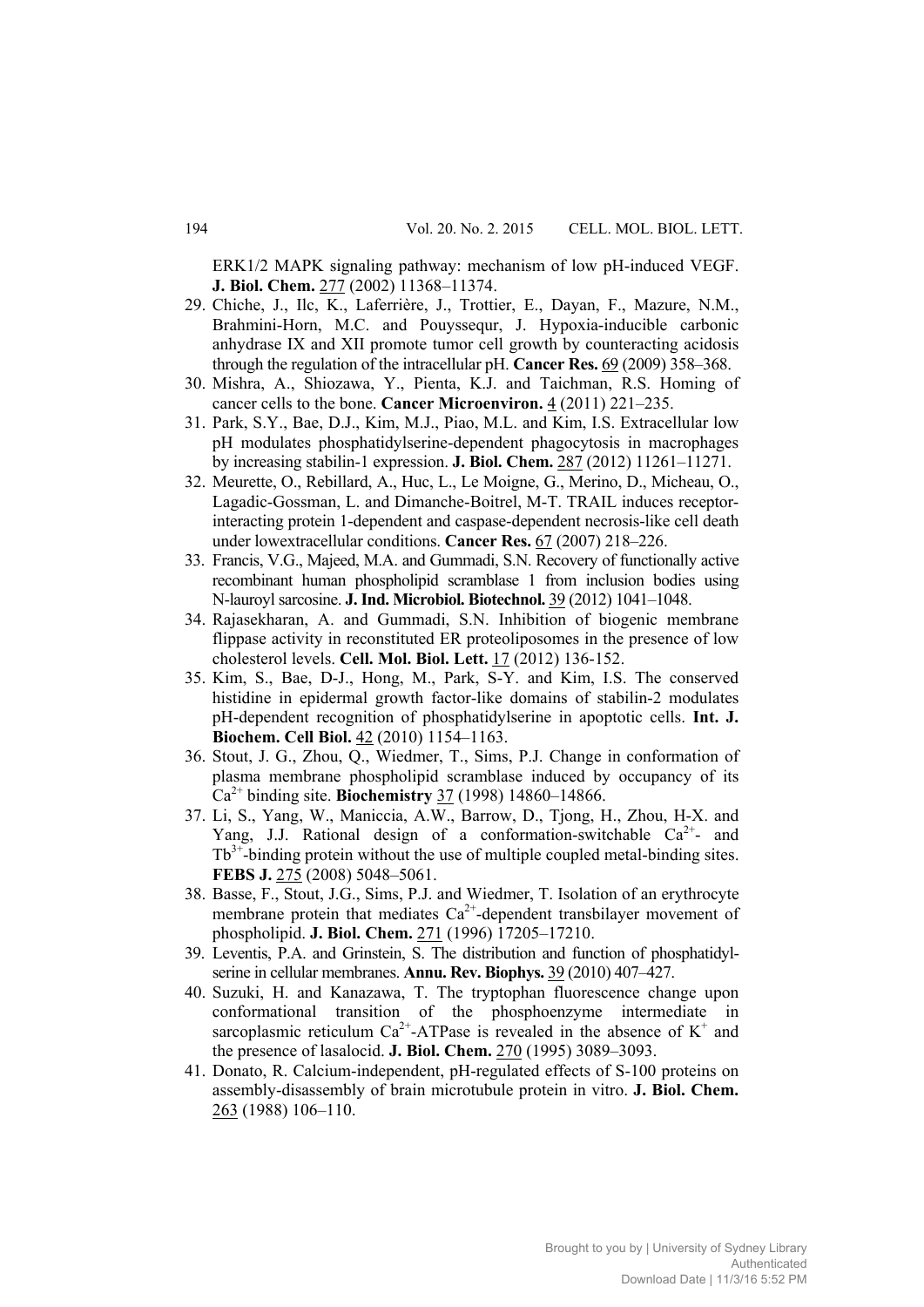ERK1/2 MAPK signaling pathway: mechanism of low pH-induced VEGF. **J. Biol. Chem.** 277 (2002) 11368–11374.

29. Chiche, J., Ilc, K., Laferrière, J., Trottier, E., Dayan, F., Mazure, N.M., Brahmini-Horn, M.C. and Pouyssequr, J. Hypoxia-inducible carbonic anhydrase IX and XII promote tumor cell growth by counteracting acidosis through the regulation of the intracellular pH. **Cancer Res.** 69 (2009) 358–368.
30. Mishra, A., Shiozawa, Y., Pienta, K.J. and Taichman, R.S. Homing of cancer cells to the bone. **Cancer Microenviron.** 4 (2011) 221–235.
31. Park, S.Y., Bae, D.J., Kim, M.J., Piao, M.L. and Kim, I.S. Extracellular low pH modulates phosphatidylserine-dependent phagocytosis in macrophages by increasing stabilin-1 expression. **J. Biol. Chem.** 287 (2012) 11261–11271.
32. Meurette, O., Rebillard, A., Huc, L., Le Moigne, G., Merino, D., Micheau, O., Lagadic-Gossman, L. and Dimanche-Boitrel, M-T. TRAIL induces receptor-interacting protein 1-dependent and caspase-dependent necrosis-like cell death under lowextracellular conditions. **Cancer Res.** 67 (2007) 218–226.
33. Francis, V.G., Majeed, M.A. and Gummadi, S.N. Recovery of functionally active recombinant human phospholipid scramblase 1 from inclusion bodies using N-lauroyl sarcosine. **J. Ind. Microbiol. Biotechnol.** 39 (2012) 1041–1048.
34. Rajasekharan, A. and Gummadi, S.N. Inhibition of biogenic membrane flippase activity in reconstituted ER proteoliposomes in the presence of low cholesterol levels. **Cell. Mol. Biol. Lett.** 17 (2012) 136-152.
35. Kim, S., Bae, D-J., Hong, M., Park, S-Y. and Kim, I.S. The conserved histidine in epidermal growth factor-like domains of stabilin-2 modulates pH-dependent recognition of phosphatidylserine in apoptotic cells. **Int. J. Biochem. Cell Biol.** 42 (2010) 1154–1163.
36. Stout, J. G., Zhou, Q., Wiedmer, T., Sims, P.J. Change in conformation of plasma membrane phospholipid scramblase induced by occupancy of its $Ca^{2+}$ binding site. **Biochemistry** 37 (1998) 14860–14866.
37. Li, S., Yang, W., Maniccia, A.W., Barrow, D., Tjong, H., Zhou, H-X. and Yang, J.J. Rational design of a conformation-switchable $Ca^{2+}$- and $Tb^{3+}$-binding protein without the use of multiple coupled metal-binding sites. **FEBS J.** 275 (2008) 5048–5061.
38. Basse, F., Stout, J.G., Sims, P.J. and Wiedmer, T. Isolation of an erythrocyte membrane protein that mediates $Ca^{2+}$-dependent transbilayer movement of phospholipid. **J. Biol. Chem.** 271 (1996) 17205–17210.
39. Leventis, P.A. and Grinstein, S. The distribution and function of phosphatidylserine in cellular membranes. **Annu. Rev. Biophys.** 39 (2010) 407–427.
40. Suzuki, H. and Kanazawa, T. The tryptophan fluorescence change upon conformational transition of the phosphoenzyme intermediate in sarcoplasmic reticulum $Ca^{2+}$-ATPase is revealed in the absence of $K^{+}$ and the presence of lasalocid. **J. Biol. Chem.** 270 (1995) 3089–3093.
41. Donato, R. Calcium-independent, pH-regulated effects of S-100 proteins on assembly-disassembly of brain microtubule protein in vitro. **J. Biol. Chem.** 263 (1988) 106–110.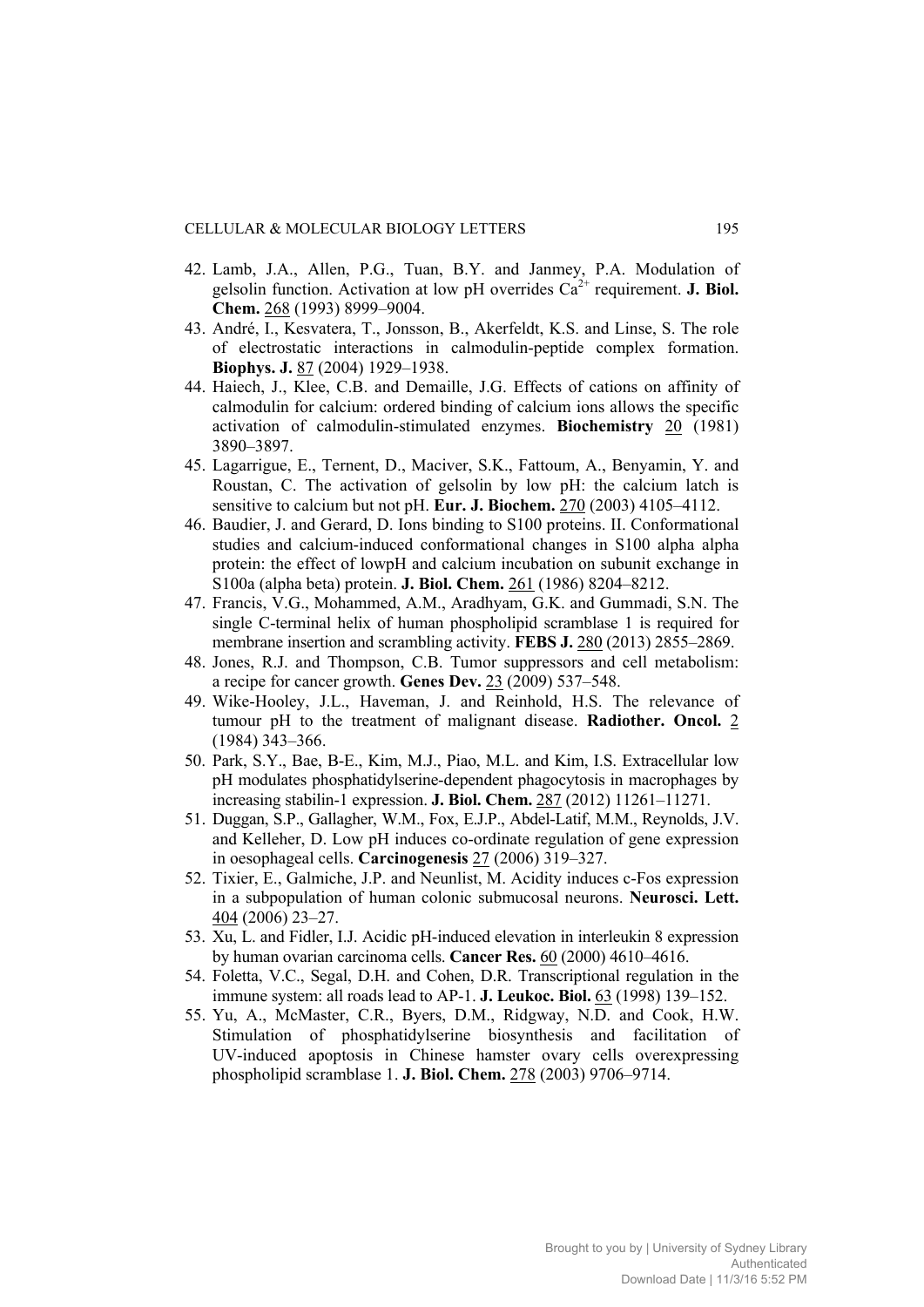42. Lamb, J.A., Allen, P.G., Tuan, B.Y. and Janmey, P.A. Modulation of gelsolin function. Activation at low pH overrides $Ca^{2+}$ requirement. **J. Biol. Chem.** 268 (1993) 8999–9004.
43. André, I., Kesvatera, T., Jonsson, B., Akerfeldt, K.S. and Linse, S. The role of electrostatic interactions in calmodulin-peptide complex formation. **Biophys. J.** 87 (2004) 1929–1938.
44. Haiech, J., Klee, C.B. and Demaille, J.G. Effects of cations on affinity of calmodulin for calcium: ordered binding of calcium ions allows the specific activation of calmodulin-stimulated enzymes. **Biochemistry** 20 (1981) 3890–3897.
45. Lagarrigue, E., Ternent, D., Maciver, S.K., Fattoum, A., Benyamin, Y. and Roustan, C. The activation of gelsolin by low pH: the calcium latch is sensitive to calcium but not pH. **Eur. J. Biochem.** 270 (2003) 4105–4112.
46. Baudier, J. and Gerard, D. Ions binding to S100 proteins. II. Conformational studies and calcium-induced conformational changes in S100 alpha alpha protein: the effect of lowpH and calcium incubation on subunit exchange in S100a (alpha beta) protein. **J. Biol. Chem.** 261 (1986) 8204–8212.
47. Francis, V.G., Mohammed, A.M., Aradhyam, G.K. and Gummadi, S.N. The single C-terminal helix of human phospholipid scramblase 1 is required for membrane insertion and scrambling activity. **FEBS J.** 280 (2013) 2855–2869.
48. Jones, R.J. and Thompson, C.B. Tumor suppressors and cell metabolism: a recipe for cancer growth. **Genes Dev.** 23 (2009) 537–548.
49. Wike-Hooley, J.L., Haveman, J. and Reinhold, H.S. The relevance of tumour pH to the treatment of malignant disease. **Radiother. Oncol.** 2 (1984) 343–366.
50. Park, S.Y., Bae, B-E., Kim, M.J., Piao, M.L. and Kim, I.S. Extracellular low pH modulates phosphatidylserine-dependent phagocytosis in macrophages by increasing stabilin-1 expression. **J. Biol. Chem.** 287 (2012) 11261–11271.
51. Duggan, S.P., Gallagher, W.M., Fox, E.J.P., Abdel-Latif, M.M., Reynolds, J.V. and Kelleher, D. Low pH induces co-ordinate regulation of gene expression in oesophageal cells. **Carcinogenesis** 27 (2006) 319–327.
52. Tixier, E., Galmiche, J.P. and Neunlist, M. Acidity induces c-Fos expression in a subpopulation of human colonic submucosal neurons. **Neurosci. Lett.** 404 (2006) 23–27.
53. Xu, L. and Fidler, I.J. Acidic pH-induced elevation in interleukin 8 expression by human ovarian carcinoma cells. **Cancer Res.** 60 (2000) 4610–4616.
54. Foletta, V.C., Segal, D.H. and Cohen, D.R. Transcriptional regulation in the immune system: all roads lead to AP-1. **J. Leukoc. Biol.** 63 (1998) 139–152.
55. Yu, A., McMaster, C.R., Byers, D.M., Ridgway, N.D. and Cook, H.W. Stimulation of phosphatidylserine biosynthesis and facilitation of UV-induced apoptosis in Chinese hamster ovary cells overexpressing phospholipid scramblase 1. **J. Biol. Chem.** 278 (2003) 9706–9714.